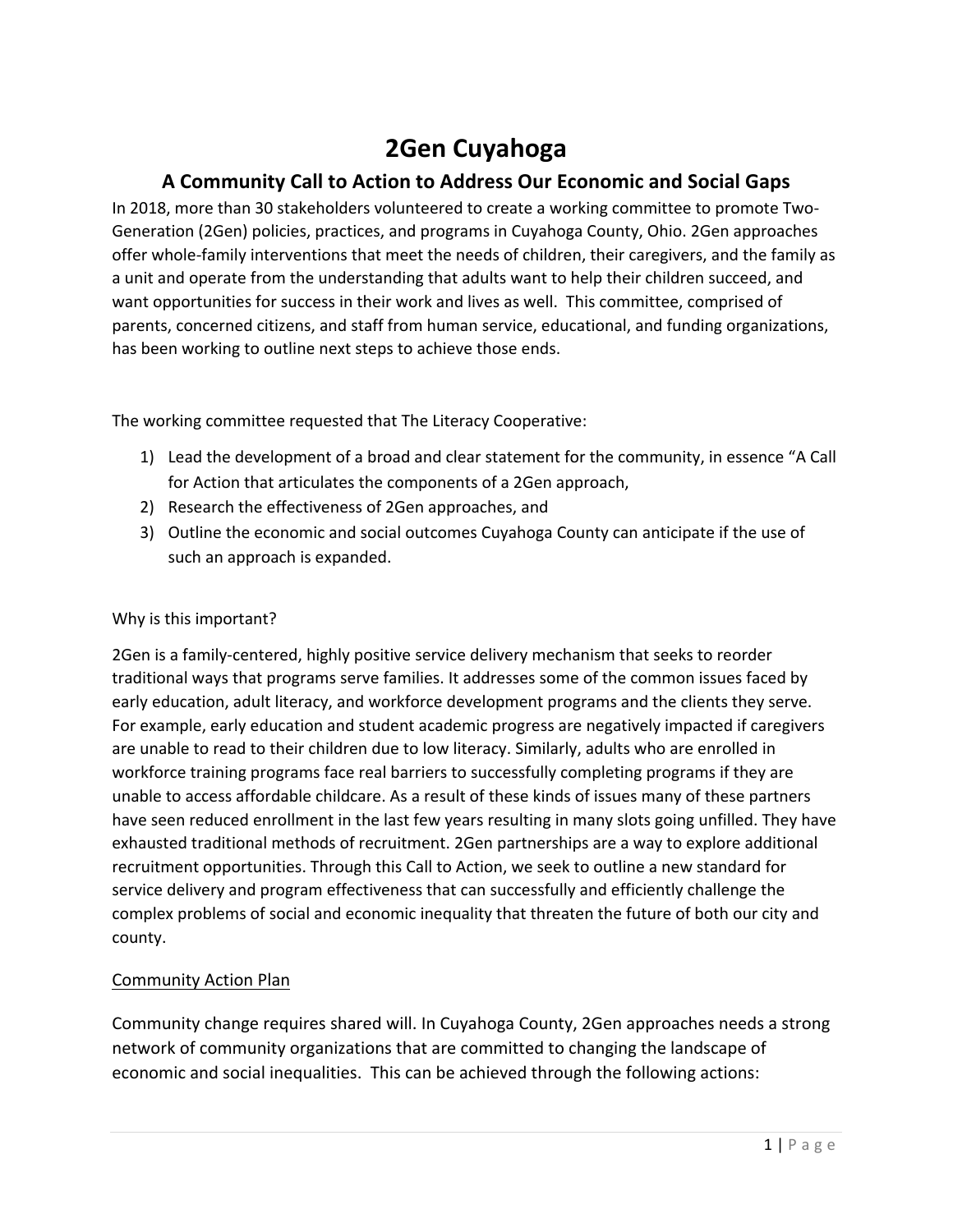# 2Gen Cuyahoga

## A Community Call to Action to Address Our Economic and Social Gaps

In 2018, more than 30 stakeholders volunteered to create a working committee to promote Two-Generation (2Gen) policies, practices, and programs in Cuyahoga County, Ohio. 2Gen approaches offer whole-family interventions that meet the needs of children, their caregivers, and the family as a unit and operate from the understanding that adults want to help their children succeed, and want opportunities for success in their work and lives as well. This committee, comprised of parents, concerned citizens, and staff from human service, educational, and funding organizations, has been working to outline next steps to achieve those ends.

The working committee requested that The Literacy Cooperative:

1) Lead the development of a broad and clear statement for the community, in essence "A Call for Action that articulates the components of a 2Gen approach,
2) Research the effectiveness of 2Gen approaches, and
3) Outline the economic and social outcomes Cuyahoga County can anticipate if the use of such an approach is expanded.

Why is this important?

2Gen is a family-centered, highly positive service delivery mechanism that seeks to reorder traditional ways that programs serve families. It addresses some of the common issues faced by early education, adult literacy, and workforce development programs and the clients they serve. For example, early education and student academic progress are negatively impacted if caregivers are unable to read to their children due to low literacy. Similarly, adults who are enrolled in workforce training programs face real barriers to successfully completing programs if they are unable to access affordable childcare. As a result of these kinds of issues many of these partners have seen reduced enrollment in the last few years resulting in many slots going unfilled. They have exhausted traditional methods of recruitment. 2Gen partnerships are a way to explore additional recruitment opportunities. Through this Call to Action, we seek to outline a new standard for service delivery and program effectiveness that can successfully and efficiently challenge the complex problems of social and economic inequality that threaten the future of both our city and county.

<u>Community Action Plan</u>

Community change requires shared will. In Cuyahoga County, 2Gen approaches needs a strong network of community organizations that are committed to changing the landscape of economic and social inequalities. This can be achieved through the following actions: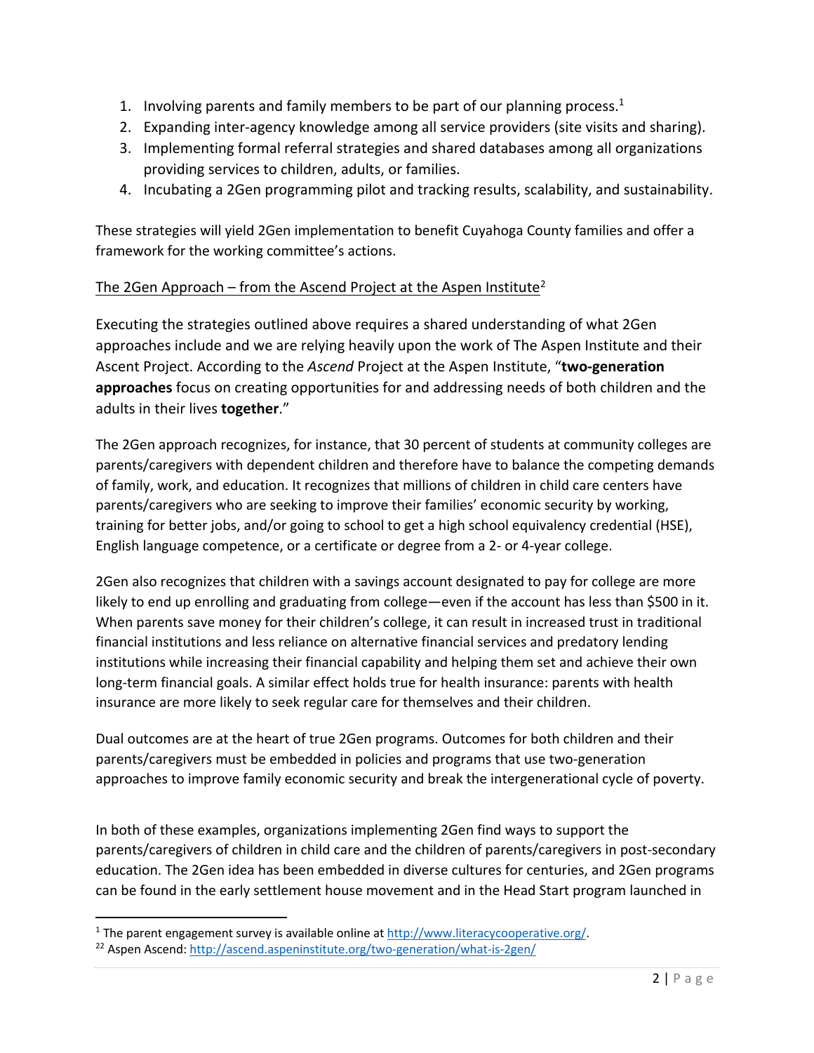1. Involving parents and family members to be part of our planning process.[1]
2. Expanding inter-agency knowledge among all service providers (site visits and sharing).
3. Implementing formal referral strategies and shared databases among all organizations providing services to children, adults, or families.
4. Incubating a 2Gen programming pilot and tracking results, scalability, and sustainability.

These strategies will yield 2Gen implementation to benefit Cuyahoga County families and offer a framework for the working committee's actions.

The 2Gen Approach – from the Ascend Project at the Aspen Institute[2]

Executing the strategies outlined above requires a shared understanding of what 2Gen approaches include and we are relying heavily upon the work of The Aspen Institute and their Ascent Project. According to the *Ascend* Project at the Aspen Institute, "**two-generation approaches** focus on creating opportunities for and addressing needs of both children and the adults in their lives **together**."

The 2Gen approach recognizes, for instance, that 30 percent of students at community colleges are parents/caregivers with dependent children and therefore have to balance the competing demands of family, work, and education. It recognizes that millions of children in child care centers have parents/caregivers who are seeking to improve their families' economic security by working, training for better jobs, and/or going to school to get a high school equivalency credential (HSE), English language competence, or a certificate or degree from a 2- or 4-year college.

2Gen also recognizes that children with a savings account designated to pay for college are more likely to end up enrolling and graduating from college—even if the account has less than $500 in it. When parents save money for their children's college, it can result in increased trust in traditional financial institutions and less reliance on alternative financial services and predatory lending institutions while increasing their financial capability and helping them set and achieve their own long-term financial goals. A similar effect holds true for health insurance: parents with health insurance are more likely to seek regular care for themselves and their children.

Dual outcomes are at the heart of true 2Gen programs. Outcomes for both children and their parents/caregivers must be embedded in policies and programs that use two-generation approaches to improve family economic security and break the intergenerational cycle of poverty.

In both of these examples, organizations implementing 2Gen find ways to support the parents/caregivers of children in child care and the children of parents/caregivers in post-secondary education. The 2Gen idea has been embedded in diverse cultures for centuries, and 2Gen programs can be found in the early settlement house movement and in the Head Start program launched in

---

[1] The parent engagement survey is available online at http://www.literacycooperative.org/.

[22] Aspen Ascend: http://ascend.aspeninstitute.org/two-generation/what-is-2gen/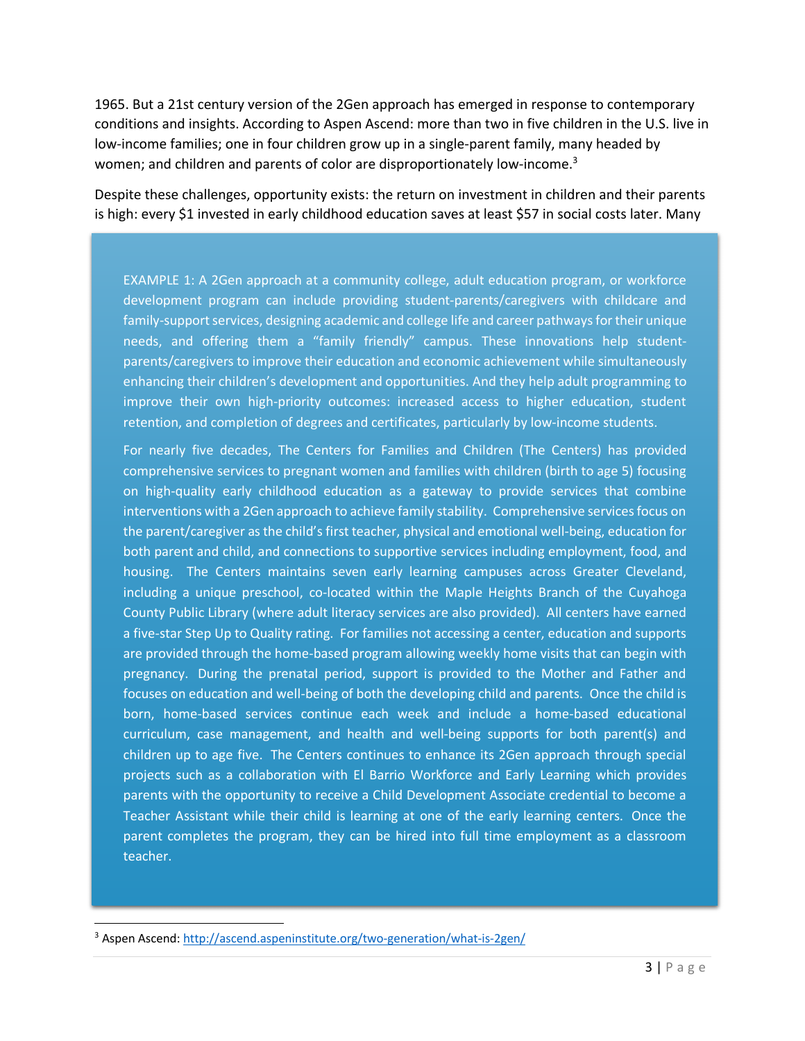1965. But a 21st century version of the 2Gen approach has emerged in response to contemporary conditions and insights. According to Aspen Ascend: more than two in five children in the U.S. live in low-income families; one in four children grow up in a single-parent family, many headed by women; and children and parents of color are disproportionately low-income.[3]

Despite these challenges, opportunity exists: the return on investment in children and their parents is high: every $1 invested in early childhood education saves at least $57 in social costs later. Many

> EXAMPLE 1: A 2Gen approach at a community college, adult education program, or workforce development program can include providing student-parents/caregivers with childcare and family-support services, designing academic and college life and career pathways for their unique needs, and offering them a "family friendly" campus. These innovations help student-parents/caregivers to improve their education and economic achievement while simultaneously enhancing their children's development and opportunities. And they help adult programming to improve their own high-priority outcomes: increased access to higher education, student retention, and completion of degrees and certificates, particularly by low-income students.
>
> For nearly five decades, The Centers for Families and Children (The Centers) has provided comprehensive services to pregnant women and families with children (birth to age 5) focusing on high-quality early childhood education as a gateway to provide services that combine interventions with a 2Gen approach to achieve family stability. Comprehensive services focus on the parent/caregiver as the child's first teacher, physical and emotional well-being, education for both parent and child, and connections to supportive services including employment, food, and housing. The Centers maintains seven early learning campuses across Greater Cleveland, including a unique preschool, co-located within the Maple Heights Branch of the Cuyahoga County Public Library (where adult literacy services are also provided). All centers have earned a five-star Step Up to Quality rating. For families not accessing a center, education and supports are provided through the home-based program allowing weekly home visits that can begin with pregnancy. During the prenatal period, support is provided to the Mother and Father and focuses on education and well-being of both the developing child and parents. Once the child is born, home-based services continue each week and include a home-based educational curriculum, case management, and health and well-being supports for both parent(s) and children up to age five. The Centers continues to enhance its 2Gen approach through special projects such as a collaboration with El Barrio Workforce and Early Learning which provides parents with the opportunity to receive a Child Development Associate credential to become a Teacher Assistant while their child is learning at one of the early learning centers. Once the parent completes the program, they can be hired into full time employment as a classroom teacher.

[3] Aspen Ascend: http://ascend.aspeninstitute.org/two-generation/what-is-2gen/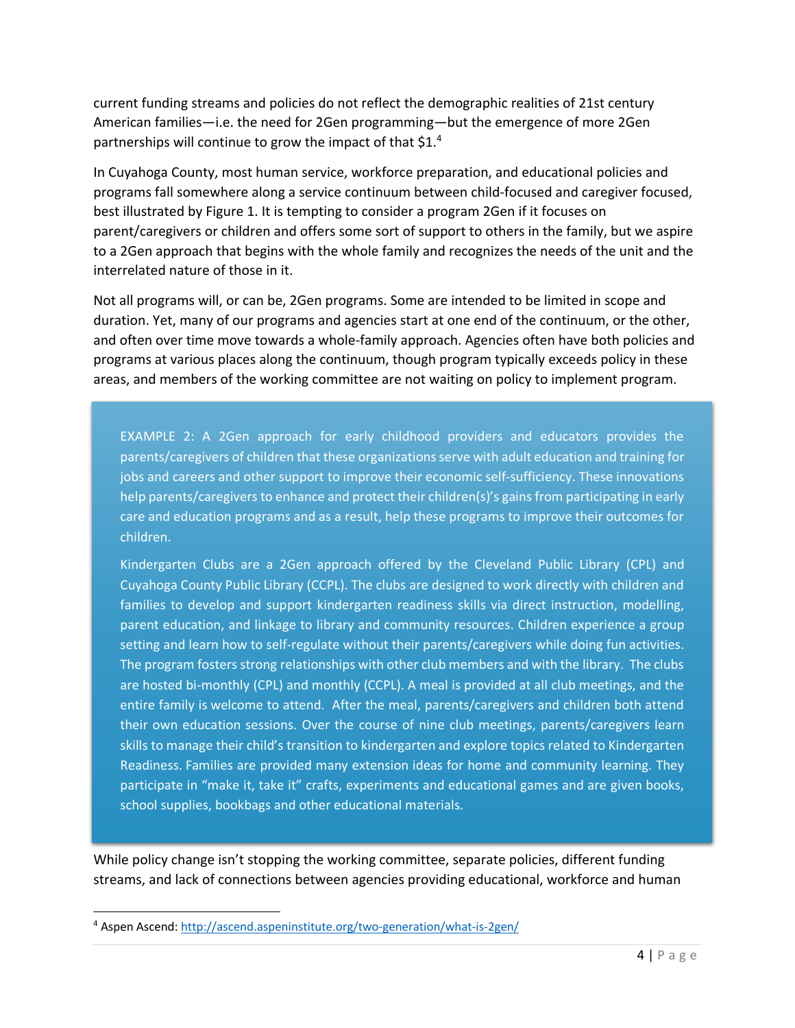current funding streams and policies do not reflect the demographic realities of 21st century American families—i.e. the need for 2Gen programming—but the emergence of more 2Gen partnerships will continue to grow the impact of that $1.[4]

In Cuyahoga County, most human service, workforce preparation, and educational policies and programs fall somewhere along a service continuum between child-focused and caregiver focused, best illustrated by Figure 1. It is tempting to consider a program 2Gen if it focuses on parent/caregivers or children and offers some sort of support to others in the family, but we aspire to a 2Gen approach that begins with the whole family and recognizes the needs of the unit and the interrelated nature of those in it.

Not all programs will, or can be, 2Gen programs. Some are intended to be limited in scope and duration. Yet, many of our programs and agencies start at one end of the continuum, or the other, and often over time move towards a whole-family approach. Agencies often have both policies and programs at various places along the continuum, though program typically exceeds policy in these areas, and members of the working committee are not waiting on policy to implement program.

> EXAMPLE 2: A 2Gen approach for early childhood providers and educators provides the parents/caregivers of children that these organizations serve with adult education and training for jobs and careers and other support to improve their economic self-sufficiency. These innovations help parents/caregivers to enhance and protect their children(s)'s gains from participating in early care and education programs and as a result, help these programs to improve their outcomes for children.
>
> Kindergarten Clubs are a 2Gen approach offered by the Cleveland Public Library (CPL) and Cuyahoga County Public Library (CCPL). The clubs are designed to work directly with children and families to develop and support kindergarten readiness skills via direct instruction, modelling, parent education, and linkage to library and community resources. Children experience a group setting and learn how to self-regulate without their parents/caregivers while doing fun activities. The program fosters strong relationships with other club members and with the library. The clubs are hosted bi-monthly (CPL) and monthly (CCPL). A meal is provided at all club meetings, and the entire family is welcome to attend. After the meal, parents/caregivers and children both attend their own education sessions. Over the course of nine club meetings, parents/caregivers learn skills to manage their child's transition to kindergarten and explore topics related to Kindergarten Readiness. Families are provided many extension ideas for home and community learning. They participate in "make it, take it" crafts, experiments and educational games and are given books, school supplies, bookbags and other educational materials.

While policy change isn't stopping the working committee, separate policies, different funding streams, and lack of connections between agencies providing educational, workforce and human

---

[4] Aspen Ascend: http://ascend.aspeninstitute.org/two-generation/what-is-2gen/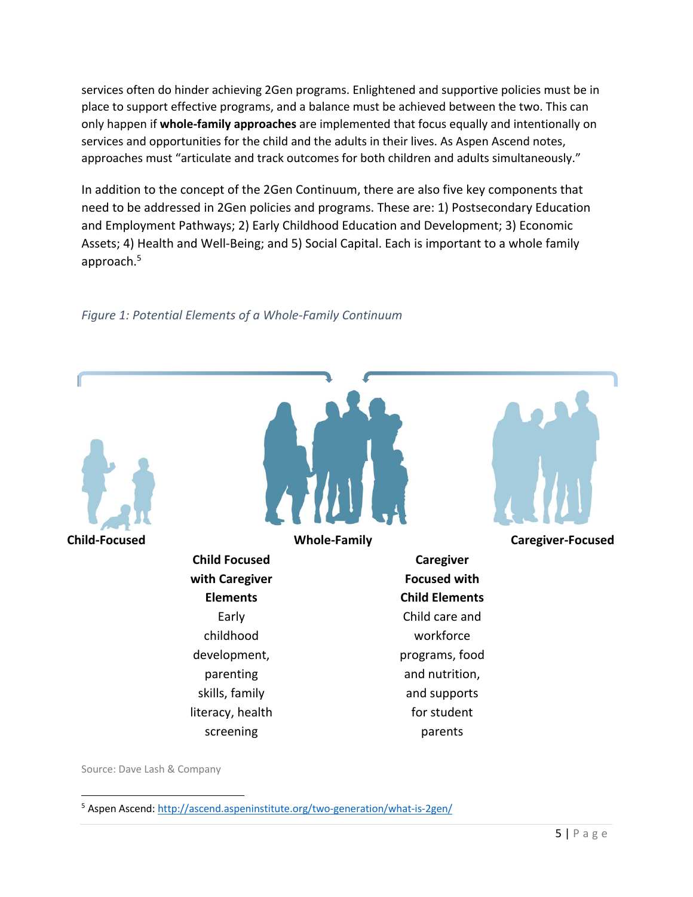services often do hinder achieving 2Gen programs. Enlightened and supportive policies must be in place to support effective programs, and a balance must be achieved between the two. This can only happen if **whole-family approaches** are implemented that focus equally and intentionally on services and opportunities for the child and the adults in their lives. As Aspen Ascend notes, approaches must "articulate and track outcomes for both children and adults simultaneously."

In addition to the concept of the 2Gen Continuum, there are also five key components that need to be addressed in 2Gen policies and programs. These are: 1) Postsecondary Education and Employment Pathways; 2) Early Childhood Education and Development; 3) Economic Assets; 4) Health and Well-Being; and 5) Social Capital. Each is important to a whole family approach.[5]

*Figure 1: Potential Elements of a Whole-Family Continuum*

**Child-Focused**

**Whole-Family**

**Caregiver-Focused**

**Child Focused with Caregiver Elements**
Early childhood development, parenting skills, family literacy, health screening

**Caregiver Focused with Child Elements**
Child care and workforce programs, food and nutrition, and supports for student parents

Source: Dave Lash & Company

[5] Aspen Ascend: http://ascend.aspeninstitute.org/two-generation/what-is-2gen/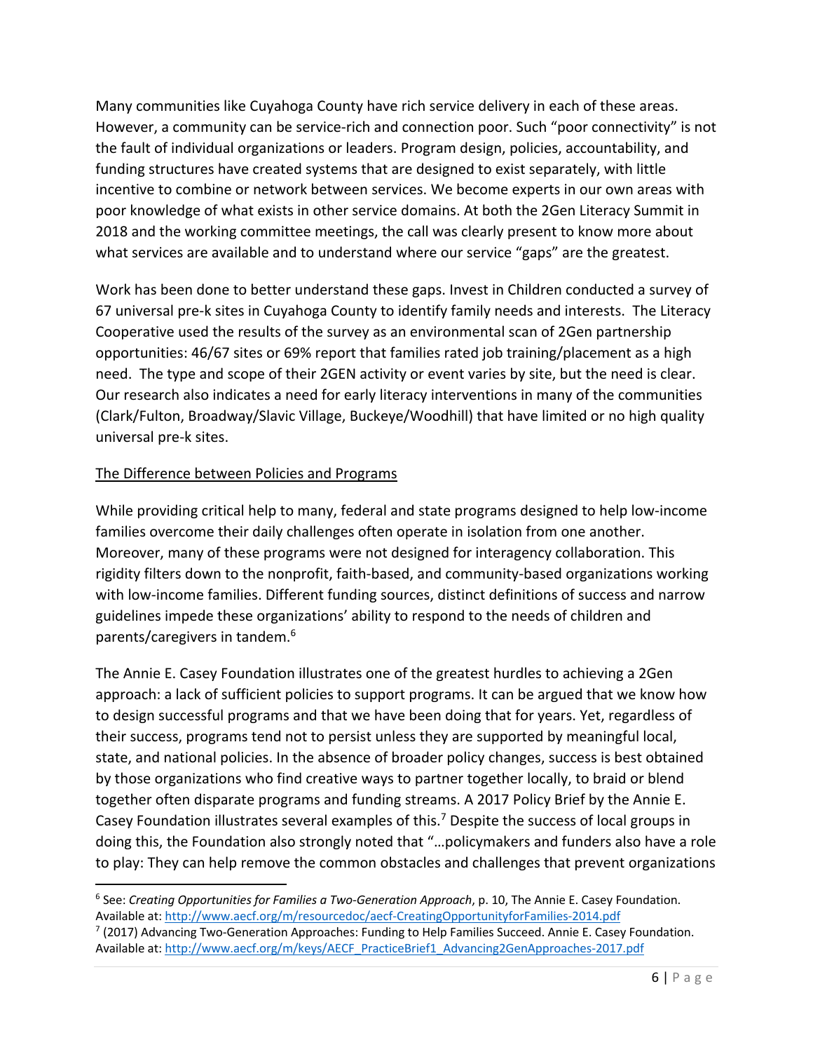Many communities like Cuyahoga County have rich service delivery in each of these areas. However, a community can be service-rich and connection poor. Such "poor connectivity" is not the fault of individual organizations or leaders. Program design, policies, accountability, and funding structures have created systems that are designed to exist separately, with little incentive to combine or network between services. We become experts in our own areas with poor knowledge of what exists in other service domains. At both the 2Gen Literacy Summit in 2018 and the working committee meetings, the call was clearly present to know more about what services are available and to understand where our service "gaps" are the greatest.

Work has been done to better understand these gaps. Invest in Children conducted a survey of 67 universal pre-k sites in Cuyahoga County to identify family needs and interests. The Literacy Cooperative used the results of the survey as an environmental scan of 2Gen partnership opportunities: 46/67 sites or 69% report that families rated job training/placement as a high need. The type and scope of their 2GEN activity or event varies by site, but the need is clear. Our research also indicates a need for early literacy interventions in many of the communities (Clark/Fulton, Broadway/Slavic Village, Buckeye/Woodhill) that have limited or no high quality universal pre-k sites.

<u>The Difference between Policies and Programs</u>

While providing critical help to many, federal and state programs designed to help low-income families overcome their daily challenges often operate in isolation from one another. Moreover, many of these programs were not designed for interagency collaboration. This rigidity filters down to the nonprofit, faith-based, and community-based organizations working with low-income families. Different funding sources, distinct definitions of success and narrow guidelines impede these organizations' ability to respond to the needs of children and parents/caregivers in tandem.[6]

The Annie E. Casey Foundation illustrates one of the greatest hurdles to achieving a 2Gen approach: a lack of sufficient policies to support programs. It can be argued that we know how to design successful programs and that we have been doing that for years. Yet, regardless of their success, programs tend not to persist unless they are supported by meaningful local, state, and national policies. In the absence of broader policy changes, success is best obtained by those organizations who find creative ways to partner together locally, to braid or blend together often disparate programs and funding streams. A 2017 Policy Brief by the Annie E. Casey Foundation illustrates several examples of this.[7] Despite the success of local groups in doing this, the Foundation also strongly noted that "…policymakers and funders also have a role to play: They can help remove the common obstacles and challenges that prevent organizations

---

[6] See: *Creating Opportunities for Families a Two-Generation Approach*, p. 10, The Annie E. Casey Foundation. Available at: http://www.aecf.org/m/resourcedoc/aecf-CreatingOpportunityforFamilies-2014.pdf

[7] (2017) Advancing Two-Generation Approaches: Funding to Help Families Succeed. Annie E. Casey Foundation. Available at: http://www.aecf.org/m/keys/AECF_PracticeBrief1_Advancing2GenApproaches-2017.pdf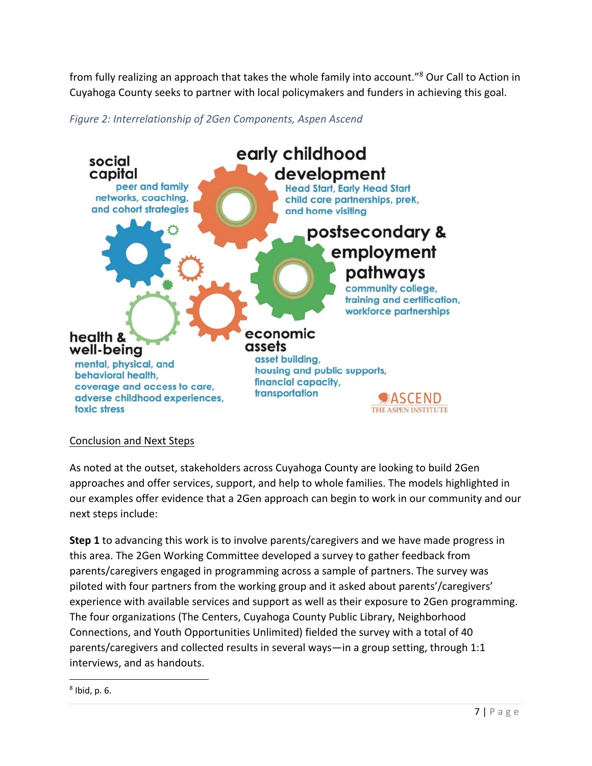from fully realizing an approach that takes the whole family into account."[8] Our Call to Action in Cuyahoga County seeks to partner with local policymakers and funders in achieving this goal.

*Figure 2: Interrelationship of 2Gen Components, Aspen Ascend*

**social capital**
peer and family networks, coaching, and cohort strategies

**early childhood development**
Head Start, Early Head Start child care partnerships, preK, and home visiting

**postsecondary & employment pathways**
community college, training and certification, workforce partnerships

**health & well-being**
mental, physical, and behavioral health, coverage and access to care, adverse childhood experiences, toxic stress

**economic assets**
asset building, housing and public supports, financial capacity, transportation

ASCEND
THE ASPEN INSTITUTE

## Conclusion and Next Steps

As noted at the outset, stakeholders across Cuyahoga County are looking to build 2Gen approaches and offer services, support, and help to whole families. The models highlighted in our examples offer evidence that a 2Gen approach can begin to work in our community and our next steps include:

**Step 1** to advancing this work is to involve parents/caregivers and we have made progress in this area. The 2Gen Working Committee developed a survey to gather feedback from parents/caregivers engaged in programming across a sample of partners. The survey was piloted with four partners from the working group and it asked about parents'/caregivers' experience with available services and support as well as their exposure to 2Gen programming. The four organizations (The Centers, Cuyahoga County Public Library, Neighborhood Connections, and Youth Opportunities Unlimited) fielded the survey with a total of 40 parents/caregivers and collected results in several ways—in a group setting, through 1:1 interviews, and as handouts.

[8] Ibid, p. 6.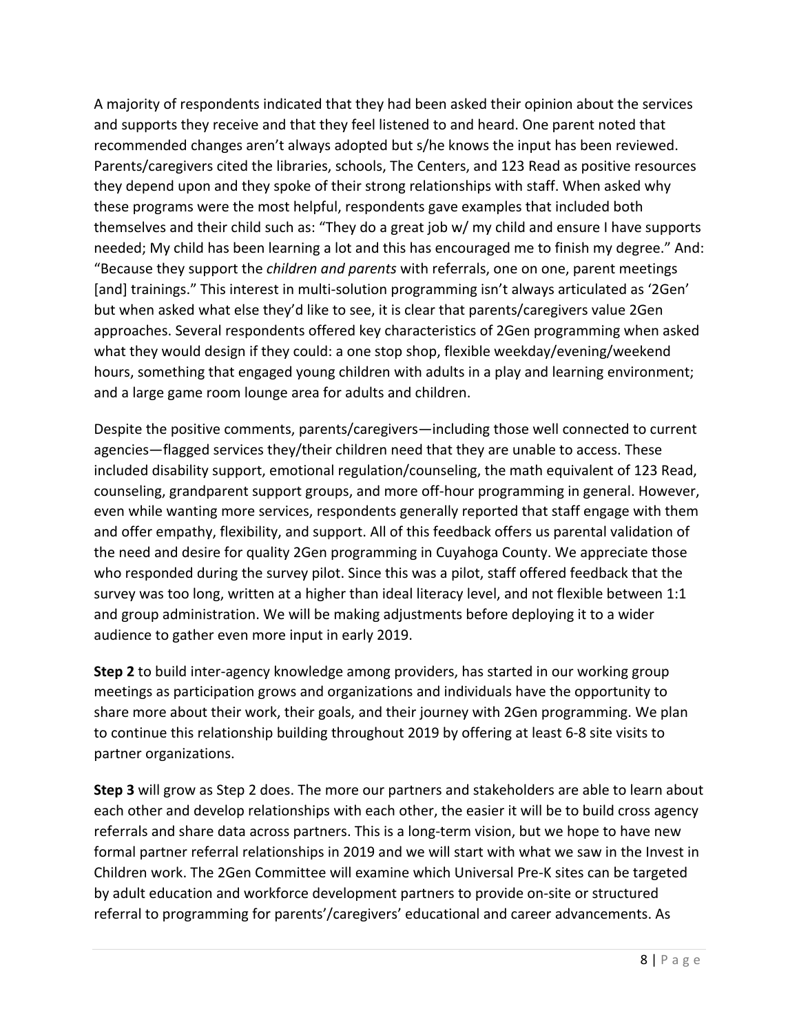A majority of respondents indicated that they had been asked their opinion about the services and supports they receive and that they feel listened to and heard. One parent noted that recommended changes aren't always adopted but s/he knows the input has been reviewed. Parents/caregivers cited the libraries, schools, The Centers, and 123 Read as positive resources they depend upon and they spoke of their strong relationships with staff. When asked why these programs were the most helpful, respondents gave examples that included both themselves and their child such as: "They do a great job w/ my child and ensure I have supports needed; My child has been learning a lot and this has encouraged me to finish my degree." And: "Because they support the *children and parents* with referrals, one on one, parent meetings [and] trainings." This interest in multi-solution programming isn't always articulated as '2Gen' but when asked what else they'd like to see, it is clear that parents/caregivers value 2Gen approaches. Several respondents offered key characteristics of 2Gen programming when asked what they would design if they could: a one stop shop, flexible weekday/evening/weekend hours, something that engaged young children with adults in a play and learning environment; and a large game room lounge area for adults and children.

Despite the positive comments, parents/caregivers—including those well connected to current agencies—flagged services they/their children need that they are unable to access. These included disability support, emotional regulation/counseling, the math equivalent of 123 Read, counseling, grandparent support groups, and more off-hour programming in general. However, even while wanting more services, respondents generally reported that staff engage with them and offer empathy, flexibility, and support. All of this feedback offers us parental validation of the need and desire for quality 2Gen programming in Cuyahoga County. We appreciate those who responded during the survey pilot. Since this was a pilot, staff offered feedback that the survey was too long, written at a higher than ideal literacy level, and not flexible between 1:1 and group administration. We will be making adjustments before deploying it to a wider audience to gather even more input in early 2019.

**Step 2** to build inter-agency knowledge among providers, has started in our working group meetings as participation grows and organizations and individuals have the opportunity to share more about their work, their goals, and their journey with 2Gen programming. We plan to continue this relationship building throughout 2019 by offering at least 6-8 site visits to partner organizations.

**Step 3** will grow as Step 2 does. The more our partners and stakeholders are able to learn about each other and develop relationships with each other, the easier it will be to build cross agency referrals and share data across partners. This is a long-term vision, but we hope to have new formal partner referral relationships in 2019 and we will start with what we saw in the Invest in Children work. The 2Gen Committee will examine which Universal Pre-K sites can be targeted by adult education and workforce development partners to provide on-site or structured referral to programming for parents'/caregivers' educational and career advancements. As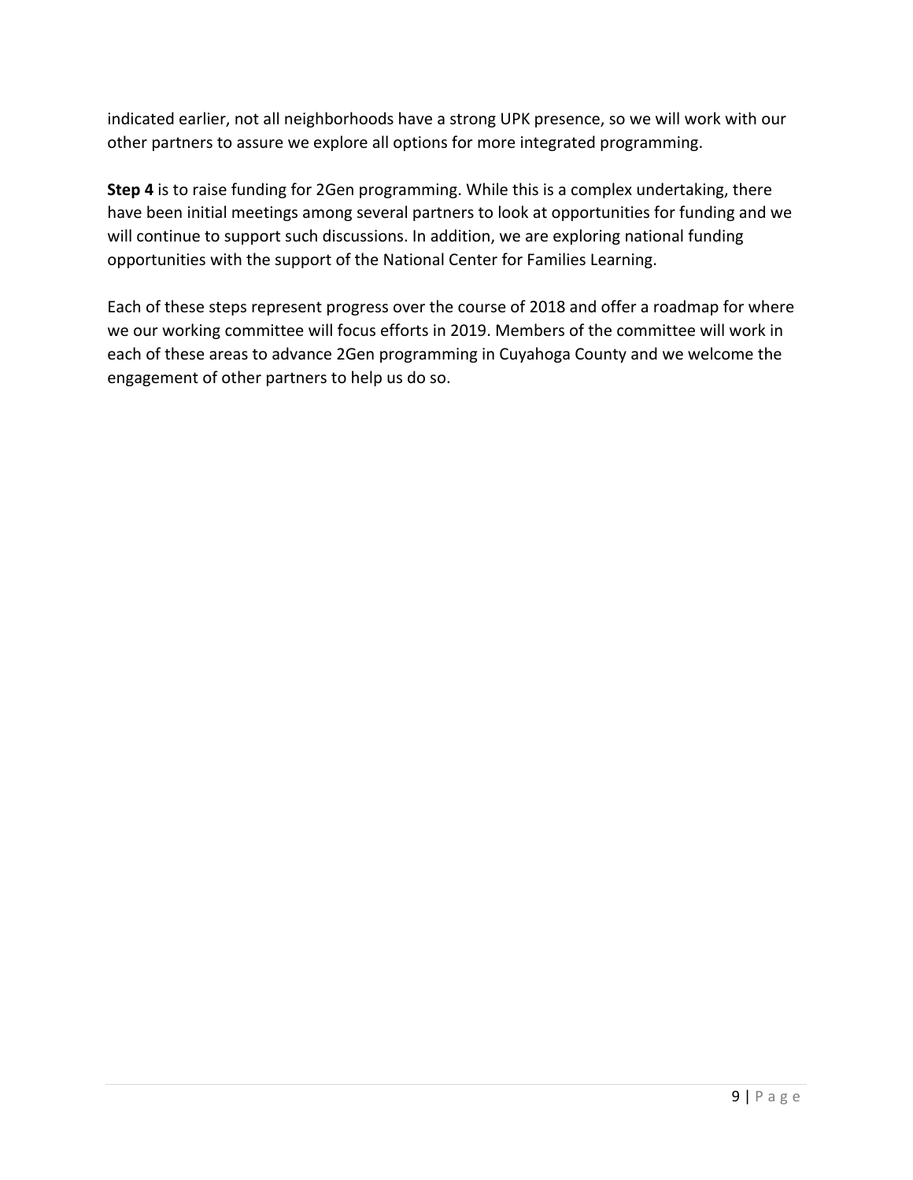indicated earlier, not all neighborhoods have a strong UPK presence, so we will work with our other partners to assure we explore all options for more integrated programming.

**Step 4** is to raise funding for 2Gen programming. While this is a complex undertaking, there have been initial meetings among several partners to look at opportunities for funding and we will continue to support such discussions. In addition, we are exploring national funding opportunities with the support of the National Center for Families Learning.

Each of these steps represent progress over the course of 2018 and offer a roadmap for where we our working committee will focus efforts in 2019. Members of the committee will work in each of these areas to advance 2Gen programming in Cuyahoga County and we welcome the engagement of other partners to help us do so.